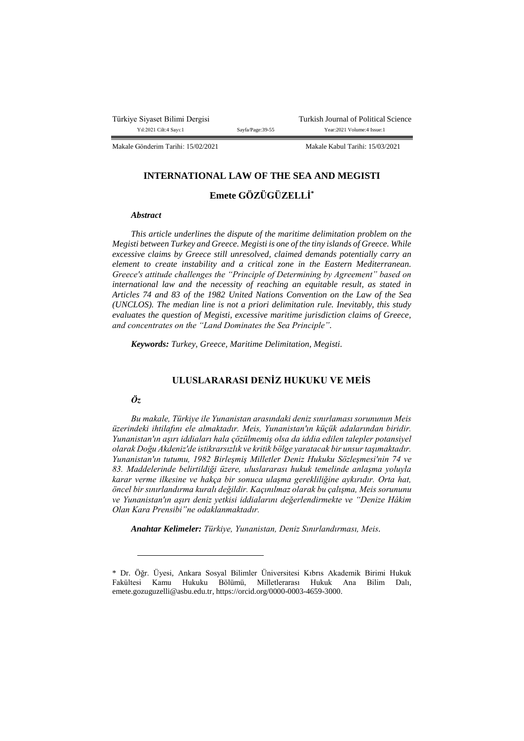Makale Gönderim Tarihi: 15/02/2021 Makale Kabul Tarihi: 15/03/2021

# INTERNATIONAL LAW OF THE SEA AND MEGISTI

**Emete GÖZÜGÜZELLİ***

***Abstract***

*This article underlines the dispute of the maritime delimitation problem on the Megisti between Turkey and Greece. Megisti is one of the tiny islands of Greece. While excessive claims by Greece still unresolved, claimed demands potentially carry an element to create instability and a critical zone in the Eastern Mediterranean. Greece's attitude challenges the "Principle of Determining by Agreement" based on international law and the necessity of reaching an equitable result, as stated in Articles 74 and 83 of the 1982 United Nations Convention on the Law of the Sea (UNCLOS). The median line is not a priori delimitation rule. Inevitably, this study evaluates the question of Megisti, excessive maritime jurisdiction claims of Greece, and concentrates on the "Land Dominates the Sea Principle".*

***Keywords:*** *Turkey, Greece, Maritime Delimitation, Megisti.*

# ULUSLARARASI DENİZ HUKUKU VE MEİS

***Öz***

*Bu makale, Türkiye ile Yunanistan arasındaki deniz sınırlaması sorununun Meis üzerindeki ihtilafını ele almaktadır. Meis, Yunanistan'ın küçük adalarından biridir. Yunanistan'ın aşırı iddiaları hala çözülmemiş olsa da iddia edilen talepler potansiyel olarak Doğu Akdeniz'de istikrarsızlık ve kritik bölge yaratacak bir unsur taşımaktadır. Yunanistan'ın tutumu, 1982 Birleşmiş Milletler Deniz Hukuku Sözleşmesi'nin 74 ve 83. Maddelerinde belirtildiği üzere, uluslararası hukuk temelinde anlaşma yoluyla karar verme ilkesine ve hakça bir sonuca ulaşma gerekliliğine aykırıdır. Orta hat, öncel bir sınırlandırma kuralı değildir. Kaçınılmaz olarak bu çalışma, Meis sorununu ve Yunanistan'ın aşırı deniz yetkisi iddialarını değerlendirmekte ve "Denize Hâkim Olan Kara Prensibi"ne odaklanmaktadır.*

***Anahtar Kelimeler:*** *Türkiye, Yunanistan, Deniz Sınırlandırması, Meis.*

---

\* Dr. Öğr. Üyesi, Ankara Sosyal Bilimler Üniversitesi Kıbrıs Akademik Birimi Hukuk Fakültesi Kamu Hukuku Bölümü, Milletlerarası Hukuk Ana Bilim Dalı, emete.gozuguzelli@asbu.edu.tr, https://orcid.org/0000-0003-4659-3000.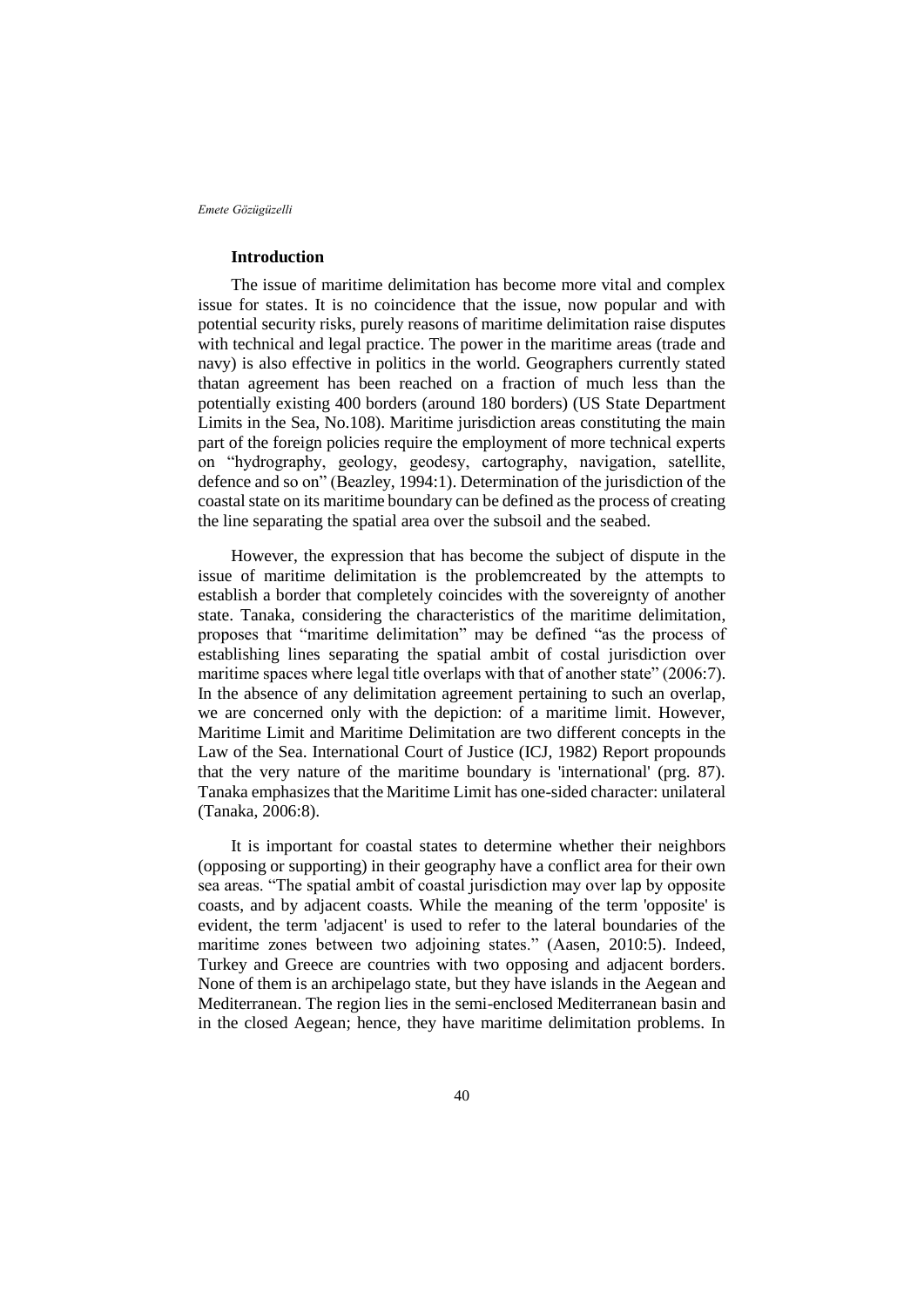## Introduction

The issue of maritime delimitation has become more vital and complex issue for states. It is no coincidence that the issue, now popular and with potential security risks, purely reasons of maritime delimitation raise disputes with technical and legal practice. The power in the maritime areas (trade and navy) is also effective in politics in the world. Geographers currently stated thatan agreement has been reached on a fraction of much less than the potentially existing 400 borders (around 180 borders) (US State Department Limits in the Sea, No.108). Maritime jurisdiction areas constituting the main part of the foreign policies require the employment of more technical experts on "hydrography, geology, geodesy, cartography, navigation, satellite, defence and so on" (Beazley, 1994:1). Determination of the jurisdiction of the coastal state on its maritime boundary can be defined as the process of creating the line separating the spatial area over the subsoil and the seabed.

However, the expression that has become the subject of dispute in the issue of maritime delimitation is the problemcreated by the attempts to establish a border that completely coincides with the sovereignty of another state. Tanaka, considering the characteristics of the maritime delimitation, proposes that "maritime delimitation" may be defined "as the process of establishing lines separating the spatial ambit of costal jurisdiction over maritime spaces where legal title overlaps with that of another state" (2006:7). In the absence of any delimitation agreement pertaining to such an overlap, we are concerned only with the depiction: of a maritime limit. However, Maritime Limit and Maritime Delimitation are two different concepts in the Law of the Sea. International Court of Justice (ICJ, 1982) Report propounds that the very nature of the maritime boundary is 'international' (prg. 87). Tanaka emphasizes that the Maritime Limit has one-sided character: unilateral (Tanaka, 2006:8).

It is important for coastal states to determine whether their neighbors (opposing or supporting) in their geography have a conflict area for their own sea areas. "The spatial ambit of coastal jurisdiction may over lap by opposite coasts, and by adjacent coasts. While the meaning of the term 'opposite' is evident, the term 'adjacent' is used to refer to the lateral boundaries of the maritime zones between two adjoining states." (Aasen, 2010:5). Indeed, Turkey and Greece are countries with two opposing and adjacent borders. None of them is an archipelago state, but they have islands in the Aegean and Mediterranean. The region lies in the semi-enclosed Mediterranean basin and in the closed Aegean; hence, they have maritime delimitation problems. In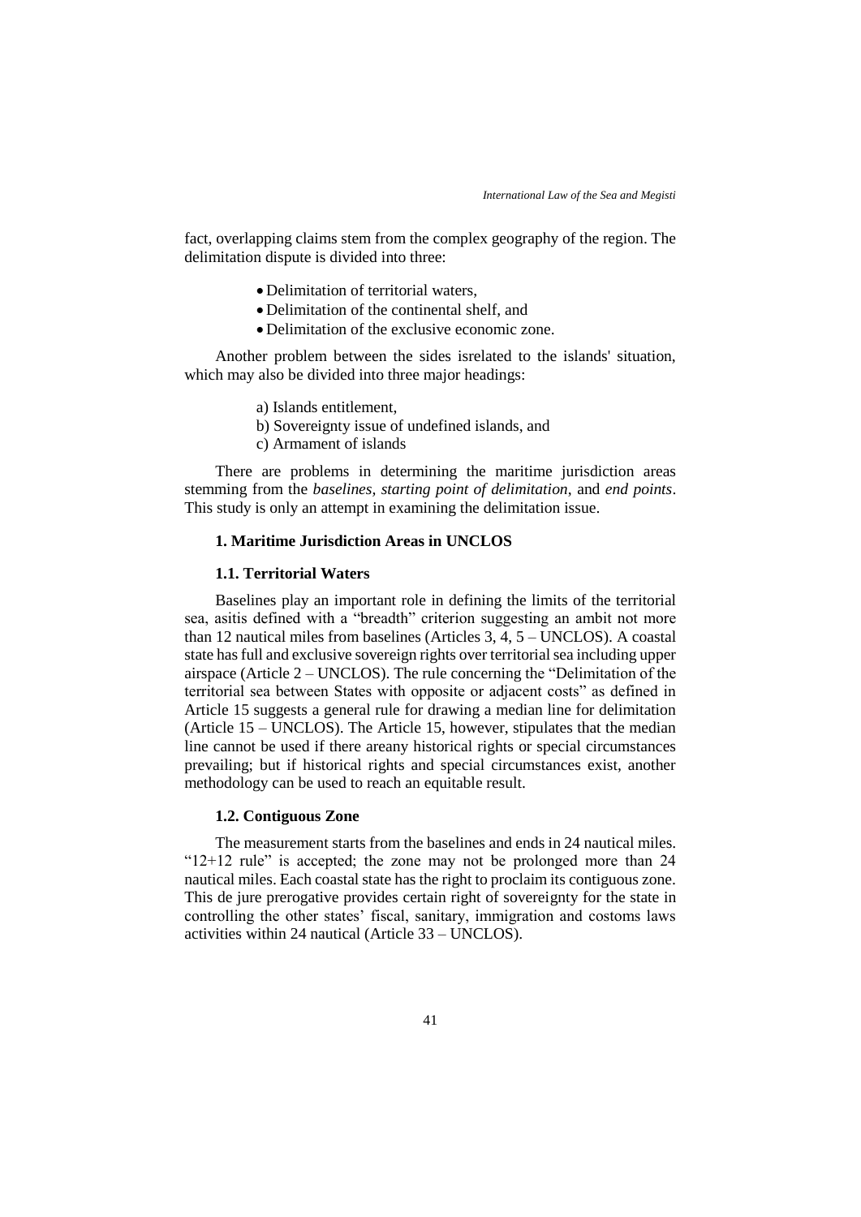fact, overlapping claims stem from the complex geography of the region. The delimitation dispute is divided into three:

- Delimitation of territorial waters,
- Delimitation of the continental shelf, and
- Delimitation of the exclusive economic zone.

Another problem between the sides isrelated to the islands' situation, which may also be divided into three major headings:

a) Islands entitlement,
b) Sovereignty issue of undefined islands, and
c) Armament of islands

There are problems in determining the maritime jurisdiction areas stemming from the *baselines*, *starting point of delimitation*, and *end points*. This study is only an attempt in examining the delimitation issue.

## 1. Maritime Jurisdiction Areas in UNCLOS

### 1.1. Territorial Waters

Baselines play an important role in defining the limits of the territorial sea, asitis defined with a "breadth" criterion suggesting an ambit not more than 12 nautical miles from baselines (Articles 3, 4, 5 – UNCLOS). A coastal state has full and exclusive sovereign rights over territorial sea including upper airspace (Article 2 – UNCLOS). The rule concerning the "Delimitation of the territorial sea between States with opposite or adjacent costs" as defined in Article 15 suggests a general rule for drawing a median line for delimitation (Article 15 – UNCLOS). The Article 15, however, stipulates that the median line cannot be used if there areany historical rights or special circumstances prevailing; but if historical rights and special circumstances exist, another methodology can be used to reach an equitable result.

### 1.2. Contiguous Zone

The measurement starts from the baselines and ends in 24 nautical miles. "12+12 rule" is accepted; the zone may not be prolonged more than 24 nautical miles. Each coastal state has the right to proclaim its contiguous zone. This de jure prerogative provides certain right of sovereignty for the state in controlling the other states' fiscal, sanitary, immigration and costoms laws activities within 24 nautical (Article 33 – UNCLOS).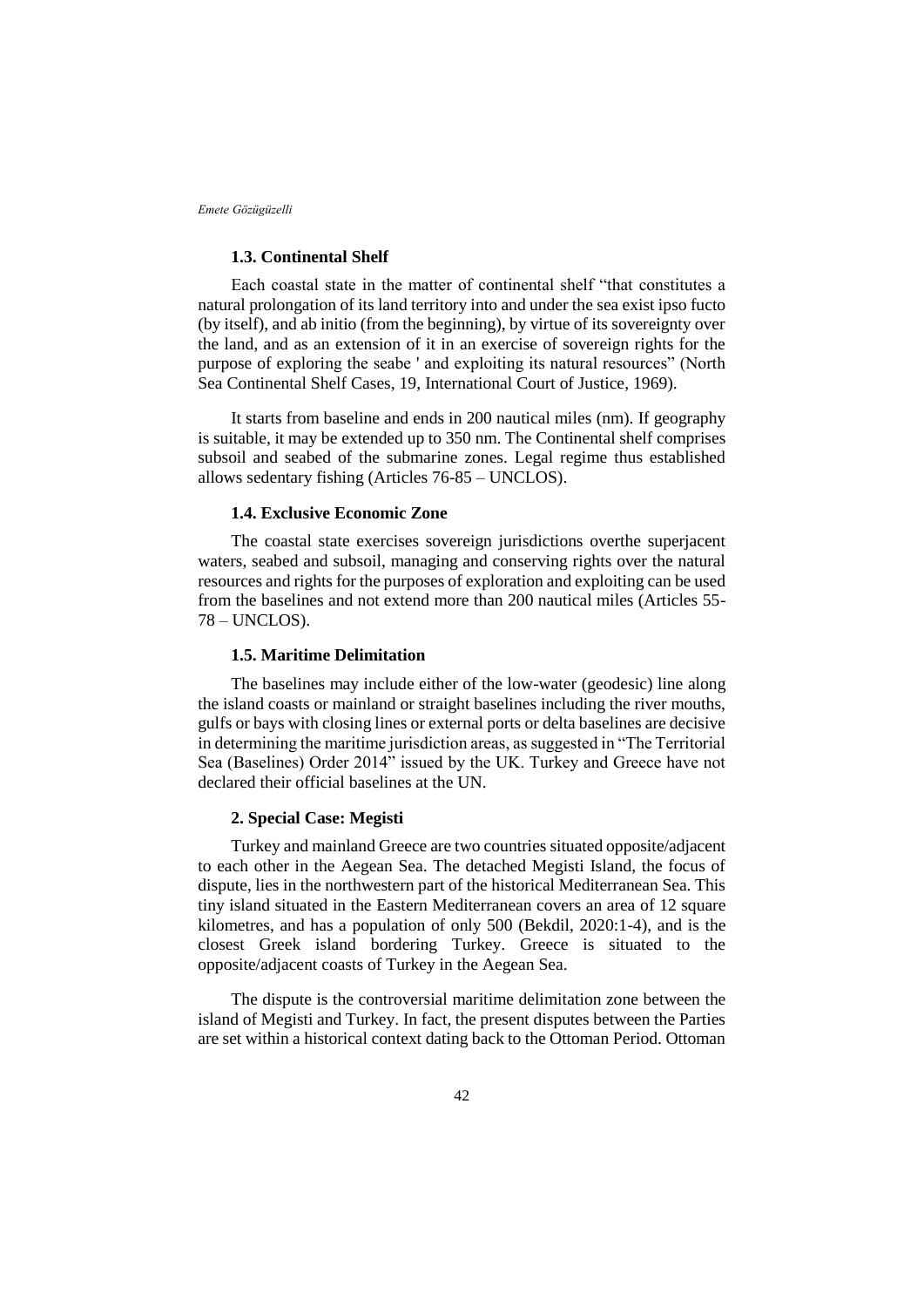### 1.3. Continental Shelf

Each coastal state in the matter of continental shelf "that constitutes a natural prolongation of its land territory into and under the sea exist ipso fucto (by itself), and ab initio (from the beginning), by virtue of its sovereignty over the land, and as an extension of it in an exercise of sovereign rights for the purpose of exploring the seabe ' and exploiting its natural resources" (North Sea Continental Shelf Cases, 19, International Court of Justice, 1969).

It starts from baseline and ends in 200 nautical miles (nm). If geography is suitable, it may be extended up to 350 nm. The Continental shelf comprises subsoil and seabed of the submarine zones. Legal regime thus established allows sedentary fishing (Articles 76-85 – UNCLOS).

### 1.4. Exclusive Economic Zone

The coastal state exercises sovereign jurisdictions overthe superjacent waters, seabed and subsoil, managing and conserving rights over the natural resources and rights for the purposes of exploration and exploiting can be used from the baselines and not extend more than 200 nautical miles (Articles 55-78 – UNCLOS).

### 1.5. Maritime Delimitation

The baselines may include either of the low-water (geodesic) line along the island coasts or mainland or straight baselines including the river mouths, gulfs or bays with closing lines or external ports or delta baselines are decisive in determining the maritime jurisdiction areas, as suggested in "The Territorial Sea (Baselines) Order 2014" issued by the UK. Turkey and Greece have not declared their official baselines at the UN.

## 2. Special Case: Megisti

Turkey and mainland Greece are two countries situated opposite/adjacent to each other in the Aegean Sea. The detached Megisti Island, the focus of dispute, lies in the northwestern part of the historical Mediterranean Sea. This tiny island situated in the Eastern Mediterranean covers an area of 12 square kilometres, and has a population of only 500 (Bekdil, 2020:1-4), and is the closest Greek island bordering Turkey. Greece is situated to the opposite/adjacent coasts of Turkey in the Aegean Sea.

The dispute is the controversial maritime delimitation zone between the island of Megisti and Turkey. In fact, the present disputes between the Parties are set within a historical context dating back to the Ottoman Period. Ottoman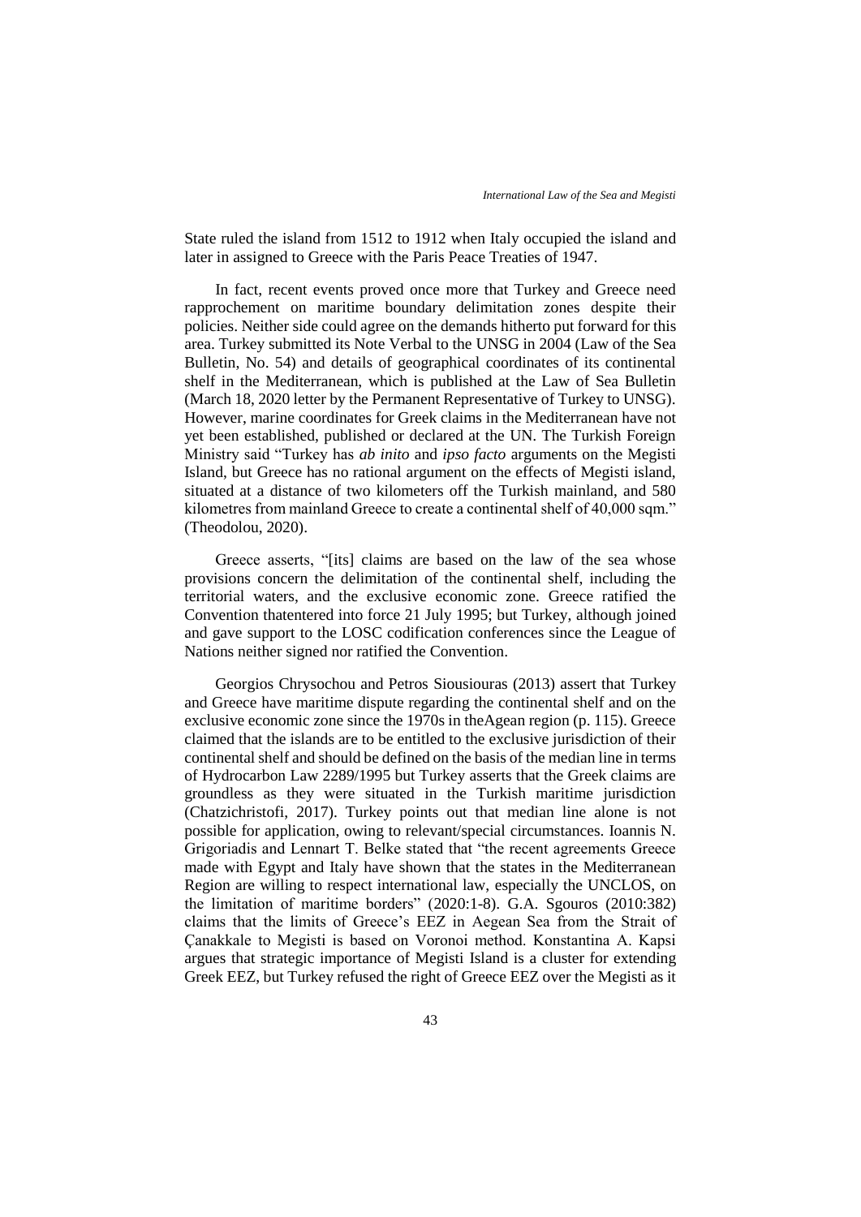State ruled the island from 1512 to 1912 when Italy occupied the island and later in assigned to Greece with the Paris Peace Treaties of 1947.

In fact, recent events proved once more that Turkey and Greece need rapprochement on maritime boundary delimitation zones despite their policies. Neither side could agree on the demands hitherto put forward for this area. Turkey submitted its Note Verbal to the UNSG in 2004 (Law of the Sea Bulletin, No. 54) and details of geographical coordinates of its continental shelf in the Mediterranean, which is published at the Law of Sea Bulletin (March 18, 2020 letter by the Permanent Representative of Turkey to UNSG). However, marine coordinates for Greek claims in the Mediterranean have not yet been established, published or declared at the UN. The Turkish Foreign Ministry said "Turkey has *ab inito* and *ipso facto* arguments on the Megisti Island, but Greece has no rational argument on the effects of Megisti island, situated at a distance of two kilometers off the Turkish mainland, and 580 kilometres from mainland Greece to create a continental shelf of 40,000 sqm." (Theodolou, 2020).

Greece asserts, "[its] claims are based on the law of the sea whose provisions concern the delimitation of the continental shelf, including the territorial waters, and the exclusive economic zone. Greece ratified the Convention thatentered into force 21 July 1995; but Turkey, although joined and gave support to the LOSC codification conferences since the League of Nations neither signed nor ratified the Convention.

Georgios Chrysochou and Petros Siousiouras (2013) assert that Turkey and Greece have maritime dispute regarding the continental shelf and on the exclusive economic zone since the 1970s in theAgean region (p. 115). Greece claimed that the islands are to be entitled to the exclusive jurisdiction of their continental shelf and should be defined on the basis of the median line in terms of Hydrocarbon Law 2289/1995 but Turkey asserts that the Greek claims are groundless as they were situated in the Turkish maritime jurisdiction (Chatzichristofi, 2017). Turkey points out that median line alone is not possible for application, owing to relevant/special circumstances. Ioannis N. Grigoriadis and Lennart T. Belke stated that "the recent agreements Greece made with Egypt and Italy have shown that the states in the Mediterranean Region are willing to respect international law, especially the UNCLOS, on the limitation of maritime borders" (2020:1-8). G.A. Sgouros (2010:382) claims that the limits of Greece's EEZ in Aegean Sea from the Strait of Çanakkale to Megisti is based on Voronoi method. Konstantina A. Kapsi argues that strategic importance of Megisti Island is a cluster for extending Greek EEZ, but Turkey refused the right of Greece EEZ over the Megisti as it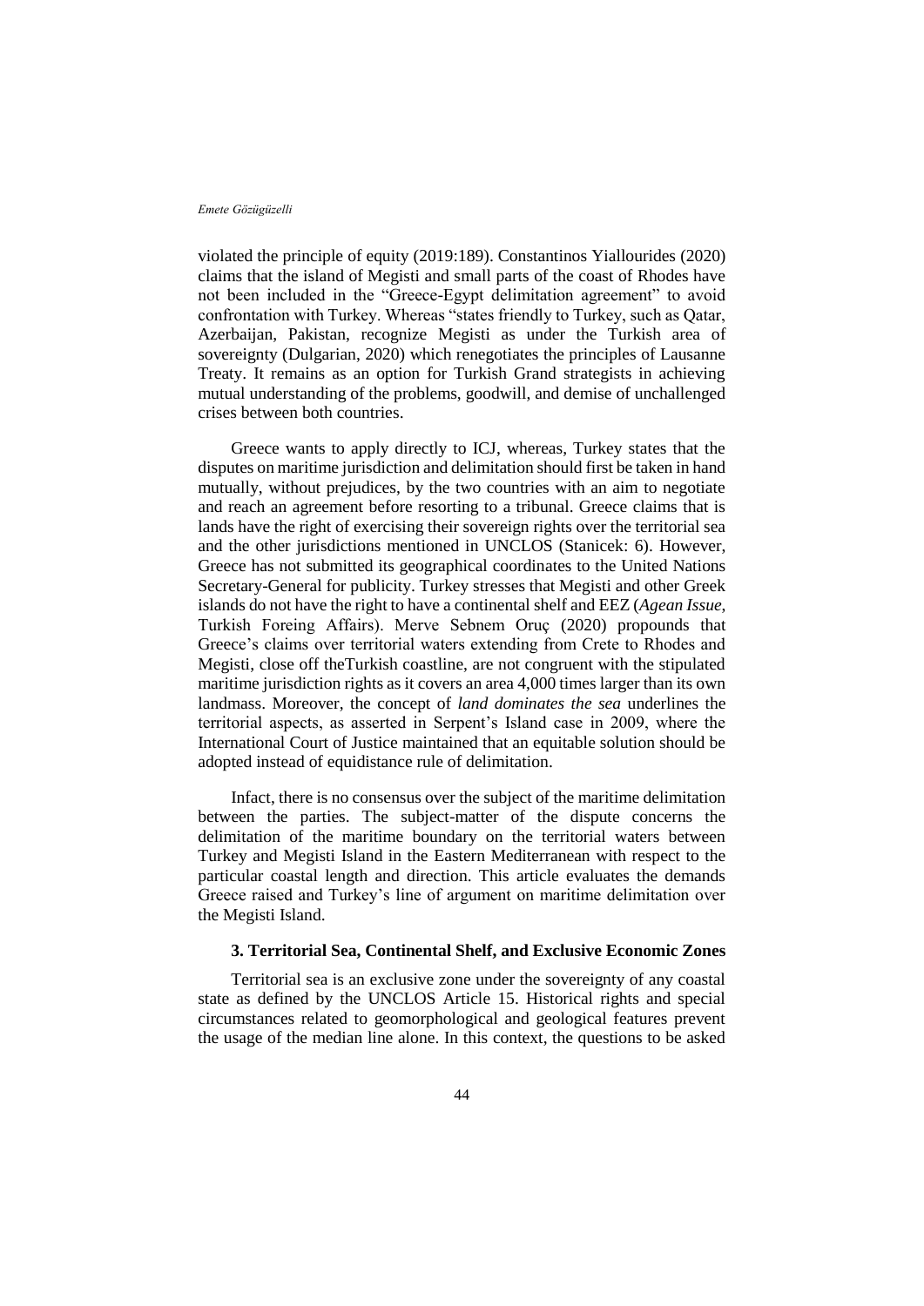violated the principle of equity (2019:189). Constantinos Yiallourides (2020) claims that the island of Megisti and small parts of the coast of Rhodes have not been included in the "Greece-Egypt delimitation agreement" to avoid confrontation with Turkey. Whereas "states friendly to Turkey, such as Qatar, Azerbaijan, Pakistan, recognize Megisti as under the Turkish area of sovereignty (Dulgarian, 2020) which renegotiates the principles of Lausanne Treaty. It remains as an option for Turkish Grand strategists in achieving mutual understanding of the problems, goodwill, and demise of unchallenged crises between both countries.

Greece wants to apply directly to ICJ, whereas, Turkey states that the disputes on maritime jurisdiction and delimitation should first be taken in hand mutually, without prejudices, by the two countries with an aim to negotiate and reach an agreement before resorting to a tribunal. Greece claims that is lands have the right of exercising their sovereign rights over the territorial sea and the other jurisdictions mentioned in UNCLOS (Stanicek: 6). However, Greece has not submitted its geographical coordinates to the United Nations Secretary-General for publicity. Turkey stresses that Megisti and other Greek islands do not have the right to have a continental shelf and EEZ (*Agean Issue*, Turkish Foreing Affairs). Merve Sebnem Oruç (2020) propounds that Greece's claims over territorial waters extending from Crete to Rhodes and Megisti, close off theTurkish coastline, are not congruent with the stipulated maritime jurisdiction rights as it covers an area 4,000 times larger than its own landmass. Moreover, the concept of *land dominates the sea* underlines the territorial aspects, as asserted in Serpent's Island case in 2009, where the International Court of Justice maintained that an equitable solution should be adopted instead of equidistance rule of delimitation.

Infact, there is no consensus over the subject of the maritime delimitation between the parties. The subject-matter of the dispute concerns the delimitation of the maritime boundary on the territorial waters between Turkey and Megisti Island in the Eastern Mediterranean with respect to the particular coastal length and direction. This article evaluates the demands Greece raised and Turkey's line of argument on maritime delimitation over the Megisti Island.

### 3. Territorial Sea, Continental Shelf, and Exclusive Economic Zones

Territorial sea is an exclusive zone under the sovereignty of any coastal state as defined by the UNCLOS Article 15. Historical rights and special circumstances related to geomorphological and geological features prevent the usage of the median line alone. In this context, the questions to be asked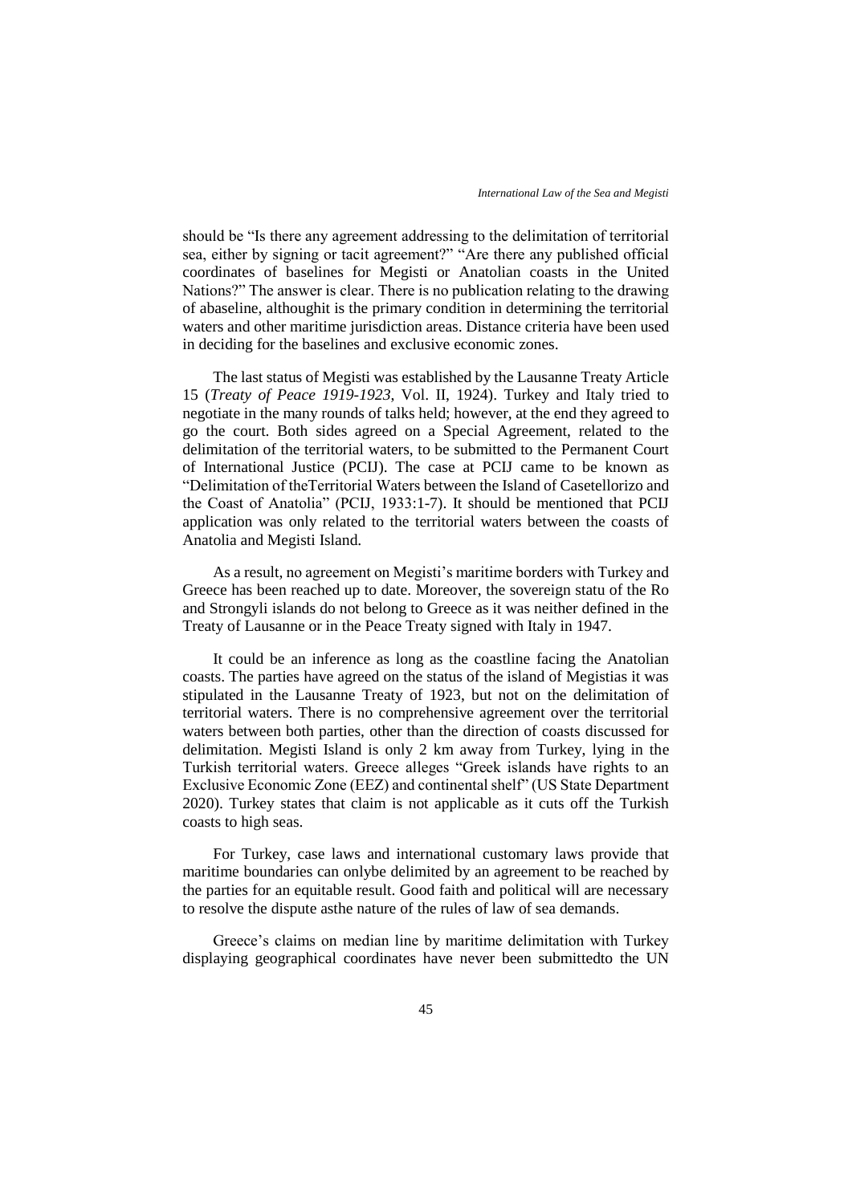should be “Is there any agreement addressing to the delimitation of territorial sea, either by signing or tacit agreement?” “Are there any published official coordinates of baselines for Megisti or Anatolian coasts in the United Nations?” The answer is clear. There is no publication relating to the drawing of abaseline, althoughit is the primary condition in determining the territorial waters and other maritime jurisdiction areas. Distance criteria have been used in deciding for the baselines and exclusive economic zones.

The last status of Megisti was established by the Lausanne Treaty Article 15 (*Treaty of Peace 1919-1923*, Vol. II, 1924). Turkey and Italy tried to negotiate in the many rounds of talks held; however, at the end they agreed to go the court. Both sides agreed on a Special Agreement, related to the delimitation of the territorial waters, to be submitted to the Permanent Court of International Justice (PCIJ). The case at PCIJ came to be known as “Delimitation of theTerritorial Waters between the Island of Casetellorizo and the Coast of Anatolia” (PCIJ, 1933:1-7). It should be mentioned that PCIJ application was only related to the territorial waters between the coasts of Anatolia and Megisti Island.

As a result, no agreement on Megisti’s maritime borders with Turkey and Greece has been reached up to date. Moreover, the sovereign statu of the Ro and Strongyli islands do not belong to Greece as it was neither defined in the Treaty of Lausanne or in the Peace Treaty signed with Italy in 1947.

It could be an inference as long as the coastline facing the Anatolian coasts. The parties have agreed on the status of the island of Megistias it was stipulated in the Lausanne Treaty of 1923, but not on the delimitation of territorial waters. There is no comprehensive agreement over the territorial waters between both parties, other than the direction of coasts discussed for delimitation. Megisti Island is only 2 km away from Turkey, lying in the Turkish territorial waters. Greece alleges “Greek islands have rights to an Exclusive Economic Zone (EEZ) and continental shelf” (US State Department 2020). Turkey states that claim is not applicable as it cuts off the Turkish coasts to high seas.

For Turkey, case laws and international customary laws provide that maritime boundaries can onlybe delimited by an agreement to be reached by the parties for an equitable result. Good faith and political will are necessary to resolve the dispute asthe nature of the rules of law of sea demands.

Greece’s claims on median line by maritime delimitation with Turkey displaying geographical coordinates have never been submittedto the UN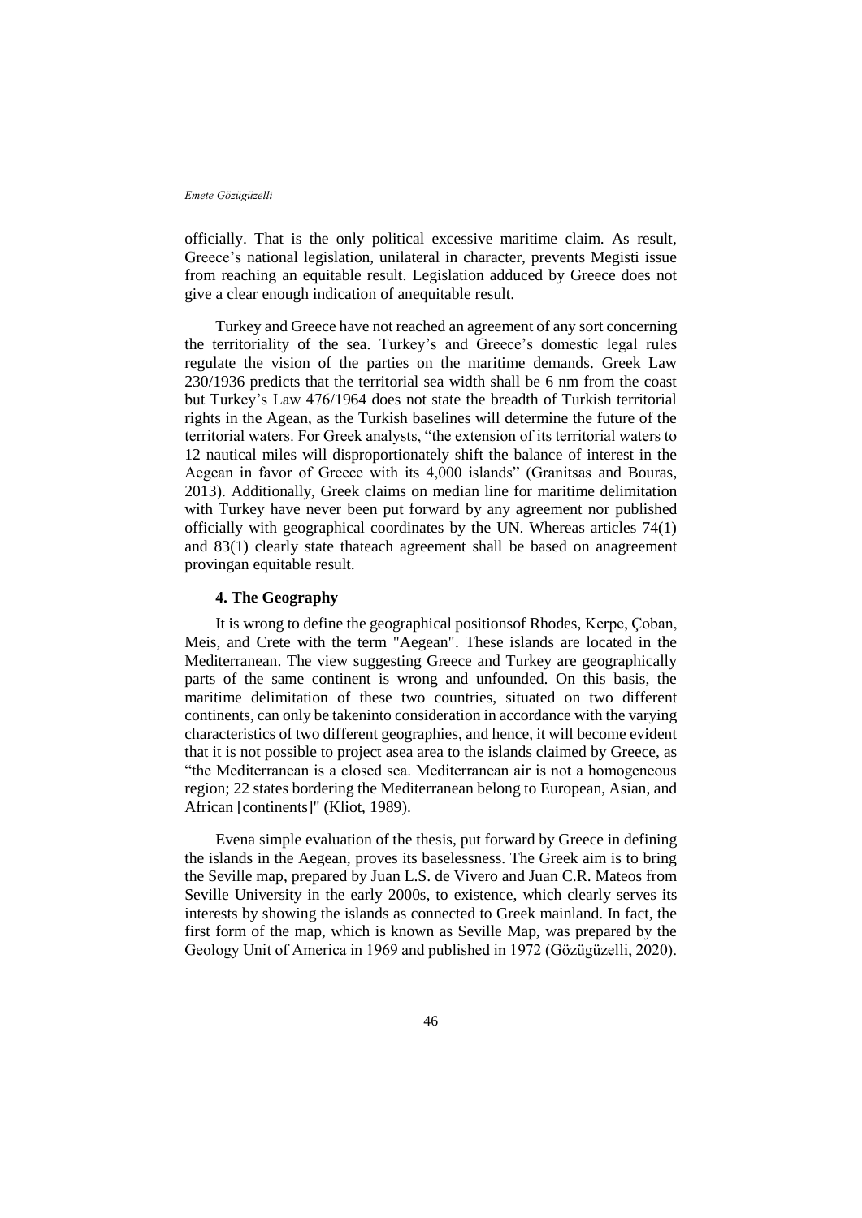officially. That is the only political excessive maritime claim. As result, Greece's national legislation, unilateral in character, prevents Megisti issue from reaching an equitable result. Legislation adduced by Greece does not give a clear enough indication of anequitable result.

Turkey and Greece have not reached an agreement of any sort concerning the territoriality of the sea. Turkey's and Greece's domestic legal rules regulate the vision of the parties on the maritime demands. Greek Law 230/1936 predicts that the territorial sea width shall be 6 nm from the coast but Turkey's Law 476/1964 does not state the breadth of Turkish territorial rights in the Agean, as the Turkish baselines will determine the future of the territorial waters. For Greek analysts, "the extension of its territorial waters to 12 nautical miles will disproportionately shift the balance of interest in the Aegean in favor of Greece with its 4,000 islands" (Granitsas and Bouras, 2013). Additionally, Greek claims on median line for maritime delimitation with Turkey have never been put forward by any agreement nor published officially with geographical coordinates by the UN. Whereas articles 74(1) and 83(1) clearly state thateach agreement shall be based on anagreement provingan equitable result.

### 4. The Geography

It is wrong to define the geographical positionsof Rhodes, Kerpe, Çoban, Meis, and Crete with the term "Aegean". These islands are located in the Mediterranean. The view suggesting Greece and Turkey are geographically parts of the same continent is wrong and unfounded. On this basis, the maritime delimitation of these two countries, situated on two different continents, can only be takeninto consideration in accordance with the varying characteristics of two different geographies, and hence, it will become evident that it is not possible to project asea area to the islands claimed by Greece, as "the Mediterranean is a closed sea. Mediterranean air is not a homogeneous region; 22 states bordering the Mediterranean belong to European, Asian, and African [continents]" (Kliot, 1989).

Evena simple evaluation of the thesis, put forward by Greece in defining the islands in the Aegean, proves its baselessness. The Greek aim is to bring the Seville map, prepared by Juan L.S. de Vivero and Juan C.R. Mateos from Seville University in the early 2000s, to existence, which clearly serves its interests by showing the islands as connected to Greek mainland. In fact, the first form of the map, which is known as Seville Map, was prepared by the Geology Unit of America in 1969 and published in 1972 (Gözügüzelli, 2020).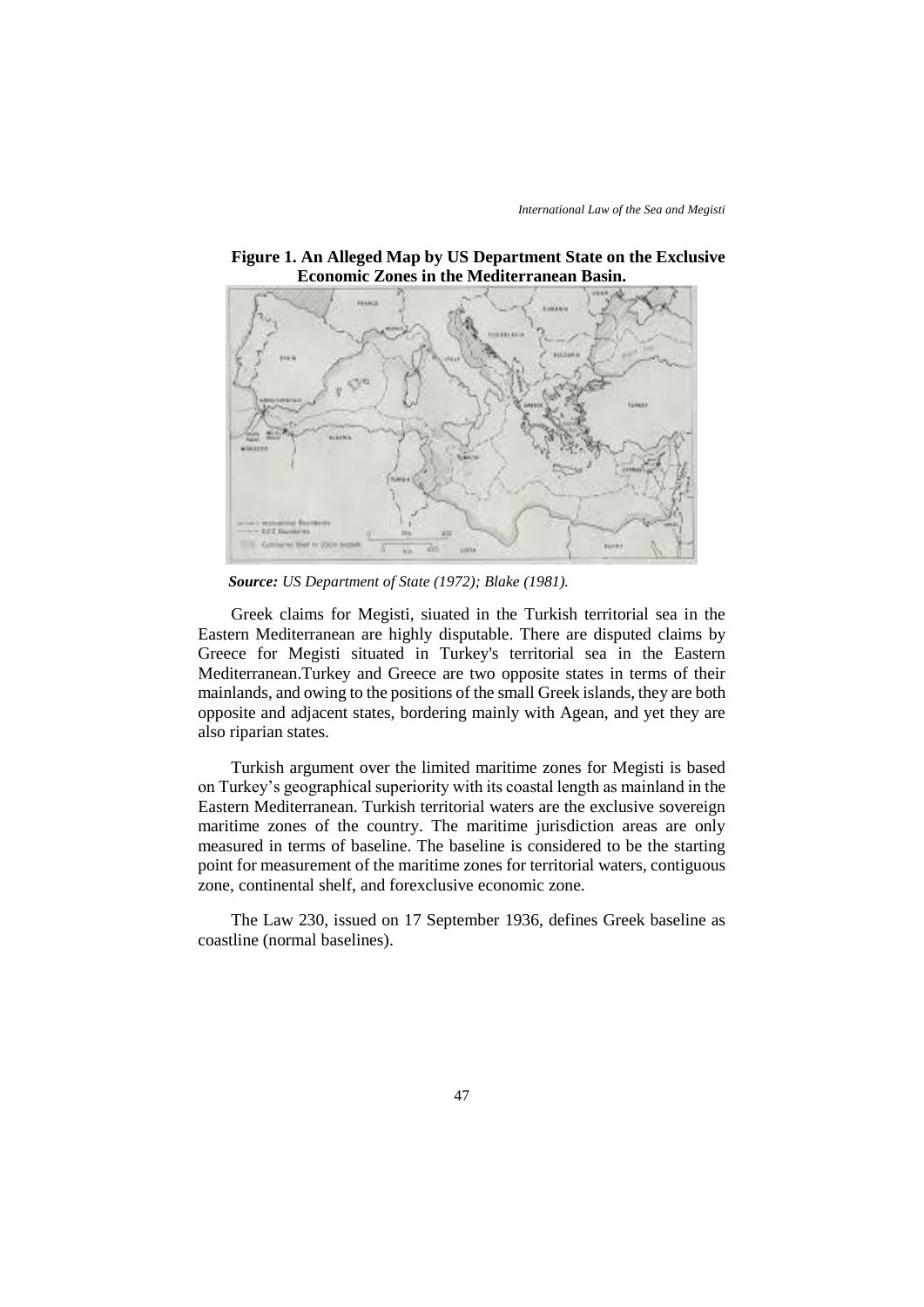**Figure 1. An Alleged Map by US Department State on the Exclusive Economic Zones in the Mediterranean Basin.**

***Source:*** *US Department of State (1972); Blake (1981).*

Greek claims for Megisti, siuated in the Turkish territorial sea in the Eastern Mediterranean are highly disputable. There are disputed claims by Greece for Megisti situated in Turkey's territorial sea in the Eastern Mediterranean.Turkey and Greece are two opposite states in terms of their mainlands, and owing to the positions of the small Greek islands, they are both opposite and adjacent states, bordering mainly with Agean, and yet they are also riparian states.

Turkish argument over the limited maritime zones for Megisti is based on Turkey's geographical superiority with its coastal length as mainland in the Eastern Mediterranean. Turkish territorial waters are the exclusive sovereign maritime zones of the country. The maritime jurisdiction areas are only measured in terms of baseline. The baseline is considered to be the starting point for measurement of the maritime zones for territorial waters, contiguous zone, continental shelf, and forexclusive economic zone.

The Law 230, issued on 17 September 1936, defines Greek baseline as coastline (normal baselines).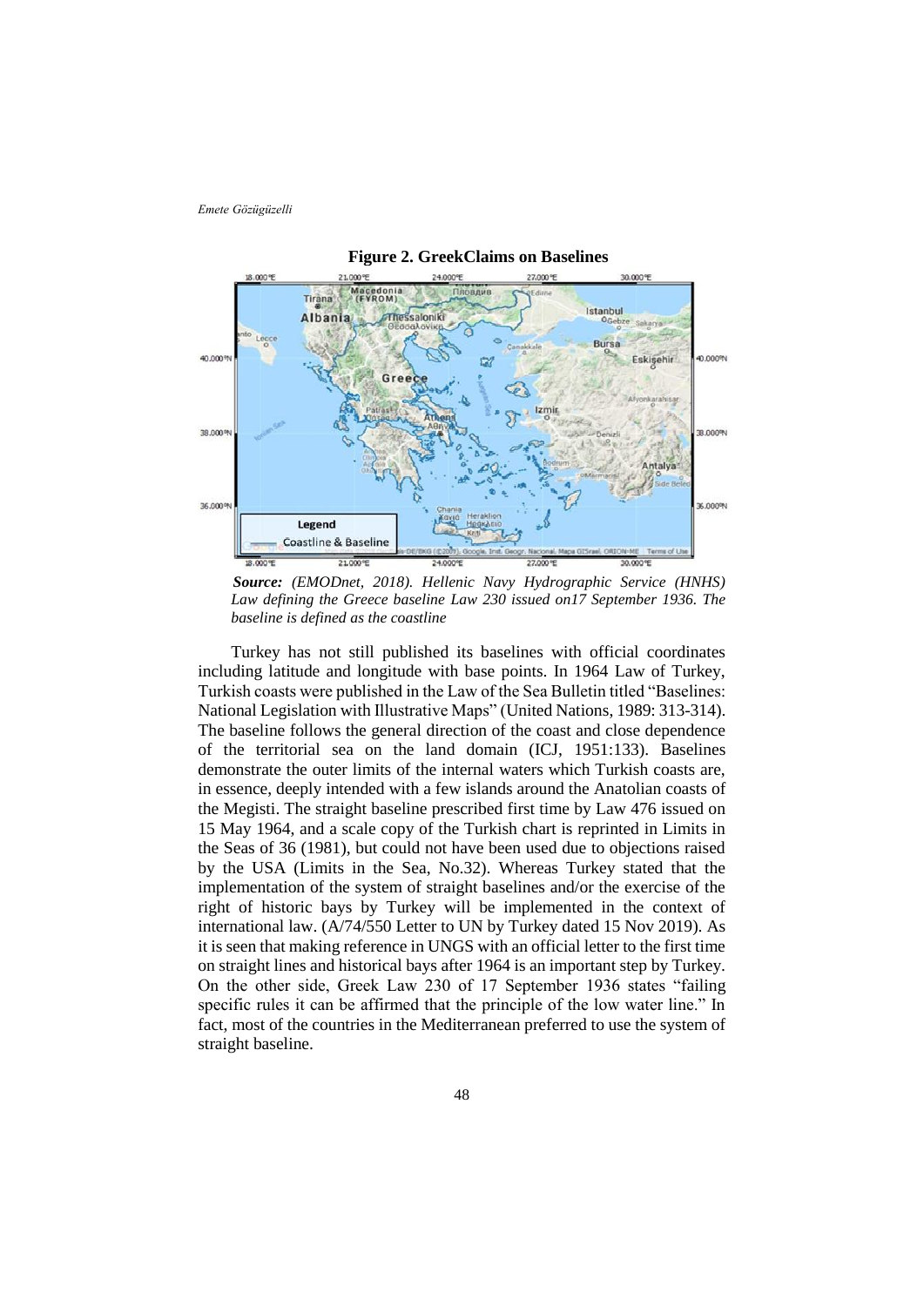**Figure 2. GreekClaims on Baselines**

*Source: (EMODnet, 2018). Hellenic Navy Hydrographic Service (HNHS) Law defining the Greece baseline Law 230 issued on17 September 1936. The baseline is defined as the coastline*

Turkey has not still published its baselines with official coordinates including latitude and longitude with base points. In 1964 Law of Turkey, Turkish coasts were published in the Law of the Sea Bulletin titled "Baselines: National Legislation with Illustrative Maps" (United Nations, 1989: 313-314). The baseline follows the general direction of the coast and close dependence of the territorial sea on the land domain (ICJ, 1951:133). Baselines demonstrate the outer limits of the internal waters which Turkish coasts are, in essence, deeply intended with a few islands around the Anatolian coasts of the Megisti. The straight baseline prescribed first time by Law 476 issued on 15 May 1964, and a scale copy of the Turkish chart is reprinted in Limits in the Seas of 36 (1981), but could not have been used due to objections raised by the USA (Limits in the Sea, No.32). Whereas Turkey stated that the implementation of the system of straight baselines and/or the exercise of the right of historic bays by Turkey will be implemented in the context of international law. (A/74/550 Letter to UN by Turkey dated 15 Nov 2019). As it is seen that making reference in UNGS with an official letter to the first time on straight lines and historical bays after 1964 is an important step by Turkey. On the other side, Greek Law 230 of 17 September 1936 states "failing specific rules it can be affirmed that the principle of the low water line." In fact, most of the countries in the Mediterranean preferred to use the system of straight baseline.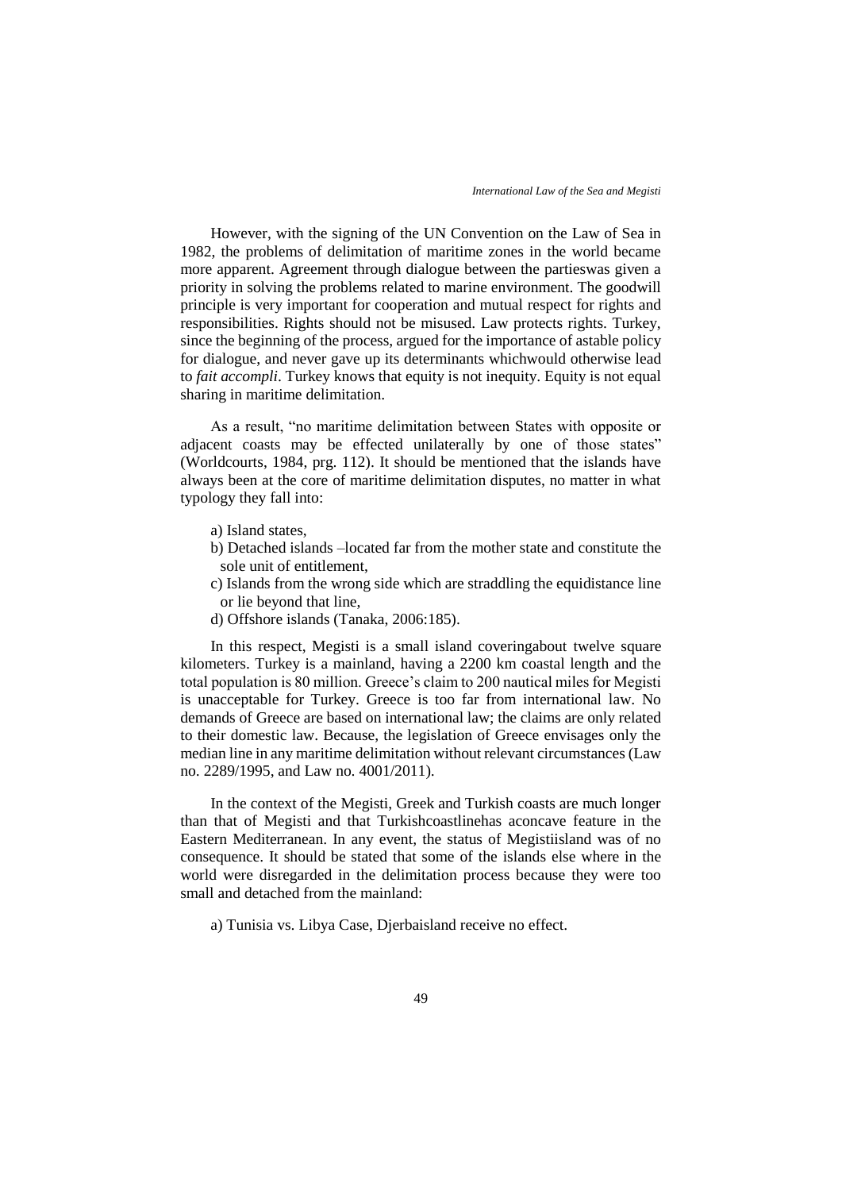However, with the signing of the UN Convention on the Law of Sea in 1982, the problems of delimitation of maritime zones in the world became more apparent. Agreement through dialogue between the partieswas given a priority in solving the problems related to marine environment. The goodwill principle is very important for cooperation and mutual respect for rights and responsibilities. Rights should not be misused. Law protects rights. Turkey, since the beginning of the process, argued for the importance of astable policy for dialogue, and never gave up its determinants whichwould otherwise lead to *fait accompli*. Turkey knows that equity is not inequity. Equity is not equal sharing in maritime delimitation.

As a result, "no maritime delimitation between States with opposite or adjacent coasts may be effected unilaterally by one of those states" (Worldcourts, 1984, prg. 112). It should be mentioned that the islands have always been at the core of maritime delimitation disputes, no matter in what typology they fall into:

a) Island states,
b) Detached islands –located far from the mother state and constitute the sole unit of entitlement,
c) Islands from the wrong side which are straddling the equidistance line or lie beyond that line,
d) Offshore islands (Tanaka, 2006:185).

In this respect, Megisti is a small island coveringabout twelve square kilometers. Turkey is a mainland, having a 2200 km coastal length and the total population is 80 million. Greece's claim to 200 nautical miles for Megisti is unacceptable for Turkey. Greece is too far from international law. No demands of Greece are based on international law; the claims are only related to their domestic law. Because, the legislation of Greece envisages only the median line in any maritime delimitation without relevant circumstances (Law no. 2289/1995, and Law no. 4001/2011).

In the context of the Megisti, Greek and Turkish coasts are much longer than that of Megisti and that Turkishcoastlinehas aconcave feature in the Eastern Mediterranean. In any event, the status of Megistiisland was of no consequence. It should be stated that some of the islands else where in the world were disregarded in the delimitation process because they were too small and detached from the mainland:

a) Tunisia vs. Libya Case, Djerbaisland receive no effect.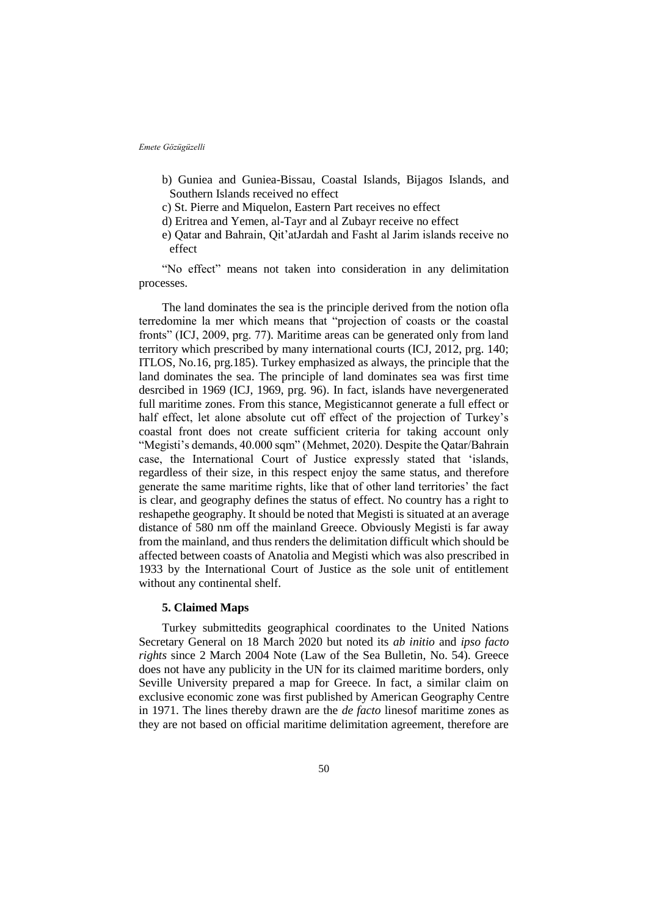b) Guniea and Guniea-Bissau, Coastal Islands, Bijagos Islands, and Southern Islands received no effect

c) St. Pierre and Miquelon, Eastern Part receives no effect

d) Eritrea and Yemen, al-Tayr and al Zubayr receive no effect

e) Qatar and Bahrain, Qit'atJardah and Fasht al Jarim islands receive no effect

"No effect" means not taken into consideration in any delimitation processes.

The land dominates the sea is the principle derived from the notion ofla terredomine la mer which means that "projection of coasts or the coastal fronts" (ICJ, 2009, prg. 77). Maritime areas can be generated only from land territory which prescribed by many international courts (ICJ, 2012, prg. 140; ITLOS, No.16, prg.185). Turkey emphasized as always, the principle that the land dominates the sea. The principle of land dominates sea was first time desrcibed in 1969 (ICJ, 1969, prg. 96). In fact, islands have nevergenerated full maritime zones. From this stance, Megisticannot generate a full effect or half effect, let alone absolute cut off effect of the projection of Turkey's coastal front does not create sufficient criteria for taking account only "Megisti's demands, 40.000 sqm" (Mehmet, 2020). Despite the Qatar/Bahrain case, the International Court of Justice expressly stated that 'islands, regardless of their size, in this respect enjoy the same status, and therefore generate the same maritime rights, like that of other land territories' the fact is clear, and geography defines the status of effect. No country has a right to reshapethe geography. It should be noted that Megisti is situated at an average distance of 580 nm off the mainland Greece. Obviously Megisti is far away from the mainland, and thus renders the delimitation difficult which should be affected between coasts of Anatolia and Megisti which was also prescribed in 1933 by the International Court of Justice as the sole unit of entitlement without any continental shelf.

### 5. Claimed Maps

Turkey submittedits geographical coordinates to the United Nations Secretary General on 18 March 2020 but noted its *ab initio* and *ipso facto rights* since 2 March 2004 Note (Law of the Sea Bulletin, No. 54). Greece does not have any publicity in the UN for its claimed maritime borders, only Seville University prepared a map for Greece. In fact, a similar claim on exclusive economic zone was first published by American Geography Centre in 1971. The lines thereby drawn are the *de facto* linesof maritime zones as they are not based on official maritime delimitation agreement, therefore are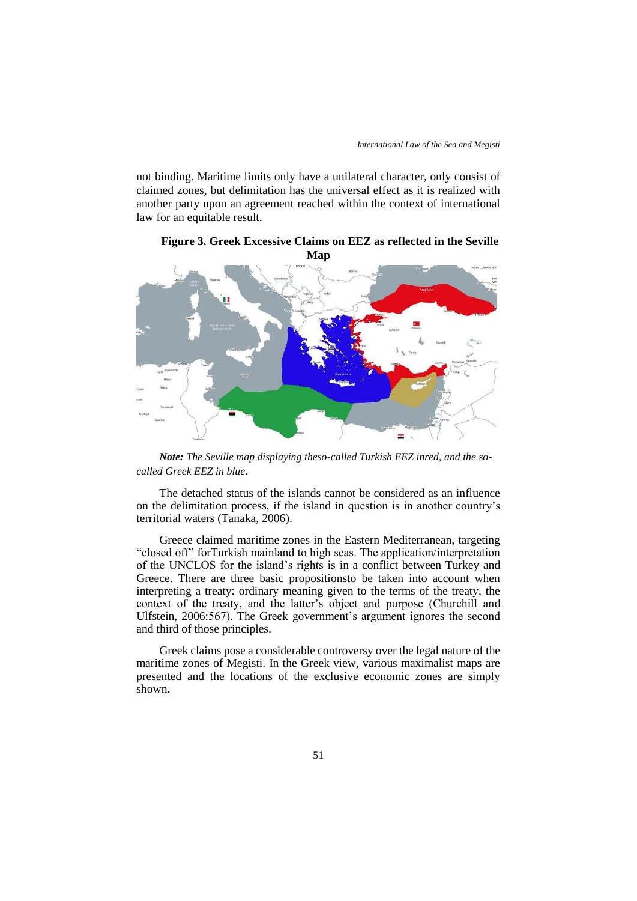not binding. Maritime limits only have a unilateral character, only consist of claimed zones, but delimitation has the universal effect as it is realized with another party upon an agreement reached within the context of international law for an equitable result.

**Figure 3. Greek Excessive Claims on EEZ as reflected in the Seville Map**

***Note:*** *The Seville map displaying theso-called Turkish EEZ inred, and the so-called Greek EEZ in blue*.

The detached status of the islands cannot be considered as an influence on the delimitation process, if the island in question is in another country's territorial waters (Tanaka, 2006).

Greece claimed maritime zones in the Eastern Mediterranean, targeting "closed off" forTurkish mainland to high seas. The application/interpretation of the UNCLOS for the island's rights is in a conflict between Turkey and Greece. There are three basic propositionsto be taken into account when interpreting a treaty: ordinary meaning given to the terms of the treaty, the context of the treaty, and the latter's object and purpose (Churchill and Ulfstein, 2006:567). The Greek government's argument ignores the second and third of those principles.

Greek claims pose a considerable controversy over the legal nature of the maritime zones of Megisti. In the Greek view, various maximalist maps are presented and the locations of the exclusive economic zones are simply shown.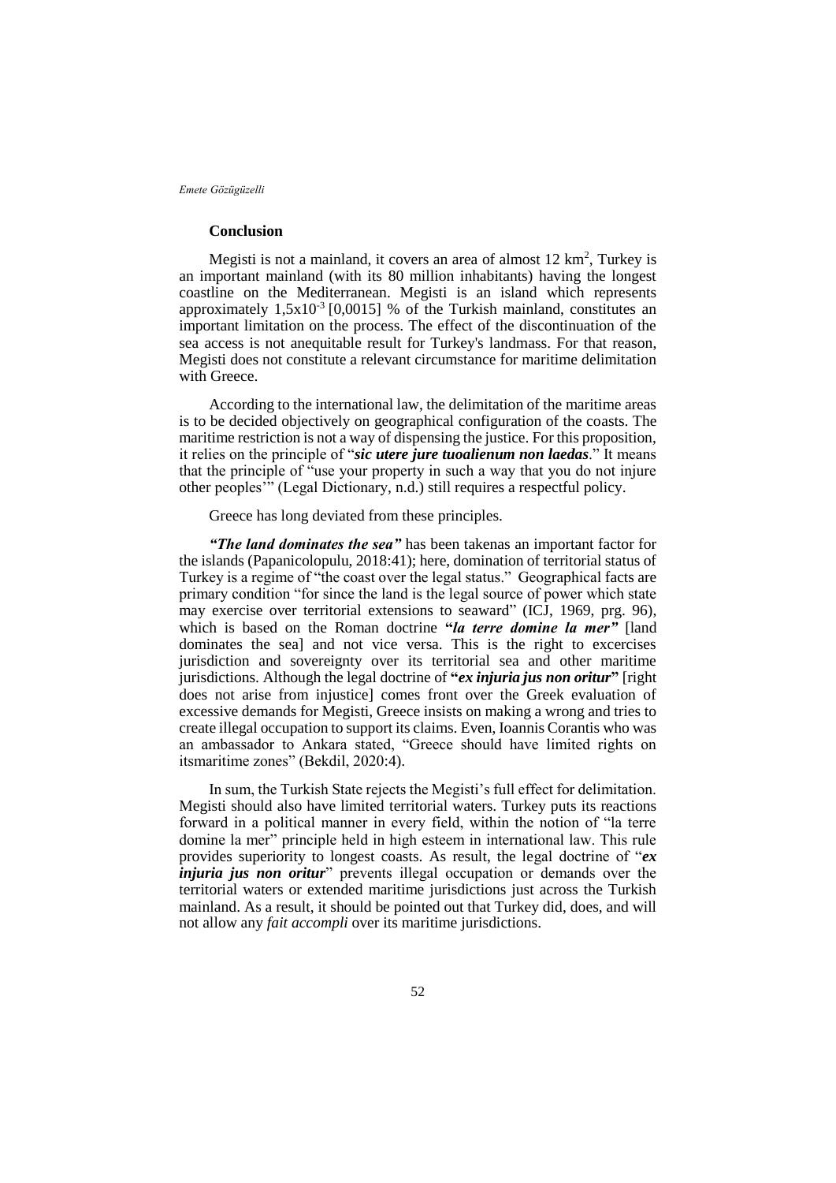## Conclusion

Megisti is not a mainland, it covers an area of almost 12 $km^2$, Turkey is an important mainland (with its 80 million inhabitants) having the longest coastline on the Mediterranean. Megisti is an island which represents approximately $1,5x10^{-3}$ [0,0015] % of the Turkish mainland, constitutes an important limitation on the process. The effect of the discontinuation of the sea access is not anequitable result for Turkey's landmass. For that reason, Megisti does not constitute a relevant circumstance for maritime delimitation with Greece.

According to the international law, the delimitation of the maritime areas is to be decided objectively on geographical configuration of the coasts. The maritime restriction is not a way of dispensing the justice. For this proposition, it relies on the principle of "***sic utere jure tuoalienum non laedas***." It means that the principle of "use your property in such a way that you do not injure other peoples'" (Legal Dictionary, n.d.) still requires a respectful policy.

Greece has long deviated from these principles.

***"The land dominates the sea"*** has been takenas an important factor for the islands (Papanicolopulu, 2018:41); here, domination of territorial status of Turkey is a regime of "the coast over the legal status." Geographical facts are primary condition "for since the land is the legal source of power which state may exercise over territorial extensions to seaward" (ICJ, 1969, prg. 96), which is based on the Roman doctrine **"*la terre domine la mer*"** [land dominates the sea] and not vice versa. This is the right to excercises jurisdiction and sovereignty over its territorial sea and other maritime jurisdictions. Although the legal doctrine of **"*ex injuria jus non oritur*"** [right does not arise from injustice] comes front over the Greek evaluation of excessive demands for Megisti, Greece insists on making a wrong and tries to create illegal occupation to support its claims. Even, Ioannis Corantis who was an ambassador to Ankara stated, "Greece should have limited rights on itsmaritime zones" (Bekdil, 2020:4).

In sum, the Turkish State rejects the Megisti's full effect for delimitation. Megisti should also have limited territorial waters. Turkey puts its reactions forward in a political manner in every field, within the notion of "la terre domine la mer" principle held in high esteem in international law. This rule provides superiority to longest coasts. As result, the legal doctrine of "***ex injuria jus non oritur***" prevents illegal occupation or demands over the territorial waters or extended maritime jurisdictions just across the Turkish mainland. As a result, it should be pointed out that Turkey did, does, and will not allow any *fait accompli* over its maritime jurisdictions.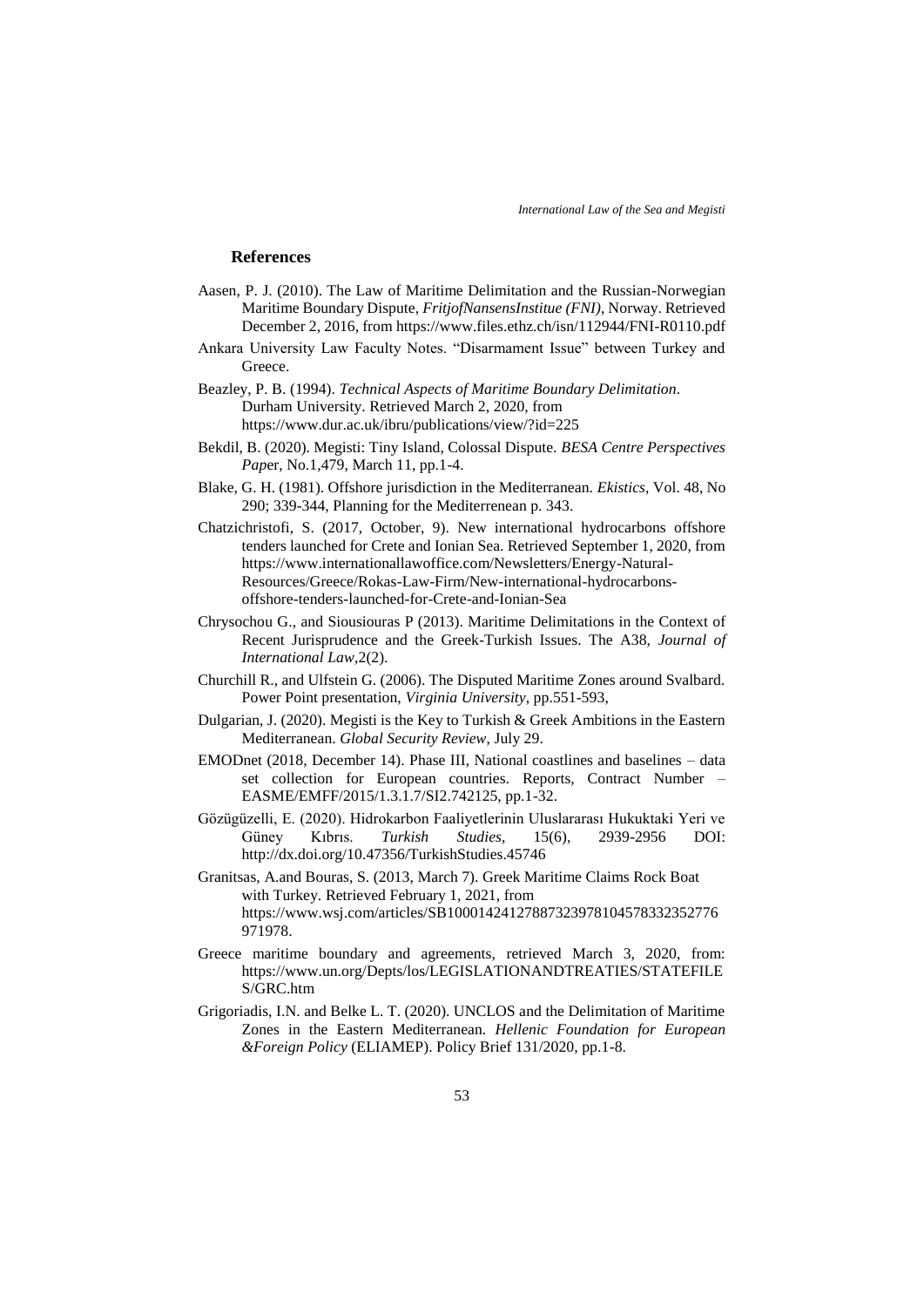## References

Aasen, P. J. (2010). The Law of Maritime Delimitation and the Russian-Norwegian Maritime Boundary Dispute, *FritjofNansensInstitue (FNI)*, Norway. Retrieved December 2, 2016, from https://www.files.ethz.ch/isn/112944/FNI-R0110.pdf

Ankara University Law Faculty Notes. "Disarmament Issue" between Turkey and Greece.

Beazley, P. B. (1994). *Technical Aspects of Maritime Boundary Delimitation*. Durham University. Retrieved March 2, 2020, from https://www.dur.ac.uk/ibru/publications/view/?id=225

Bekdil, B. (2020). Megisti: Tiny Island, Colossal Dispute. *BESA Centre Perspectives Pap*er, No.1,479, March 11, pp.1-4.

Blake, G. H. (1981). Offshore jurisdiction in the Mediterranean. *Ekistics*, Vol. 48, No 290; 339-344, Planning for the Mediterrenean p. 343.

Chatzichristofi, S. (2017, October, 9). New international hydrocarbons offshore tenders launched for Crete and Ionian Sea. Retrieved September 1, 2020, from https://www.internationallawoffice.com/Newsletters/Energy-Natural-Resources/Greece/Rokas-Law-Firm/New-international-hydrocarbons-offshore-tenders-launched-for-Crete-and-Ionian-Sea

Chrysochou G., and Siousiouras P (2013). Maritime Delimitations in the Context of Recent Jurisprudence and the Greek-Turkish Issues. The A38, *Journal of International Law*,2(2).

Churchill R., and Ulfstein G. (2006). The Disputed Maritime Zones around Svalbard. Power Point presentation, *Virginia University*, pp.551-593,

Dulgarian, J. (2020). Megisti is the Key to Turkish & Greek Ambitions in the Eastern Mediterranean. *Global Security Review*, July 29.

EMODnet (2018, December 14). Phase III, National coastlines and baselines – data set collection for European countries. Reports, Contract Number – EASME/EMFF/2015/1.3.1.7/SI2.742125, pp.1-32.

Gözügüzelli, E. (2020). Hidrokarbon Faaliyetlerinin Uluslararası Hukuktaki Yeri ve Güney Kıbrıs. *Turkish Studies*, 15(6), 2939-2956 DOI: http://dx.doi.org/10.47356/TurkishStudies.45746

Granitsas, A.and Bouras, S. (2013, March 7). Greek Maritime Claims Rock Boat with Turkey. Retrieved February 1, 2021, from https://www.wsj.com/articles/SB10001424127887323978104578332352776971978.

Greece maritime boundary and agreements, retrieved March 3, 2020, from: https://www.un.org/Depts/los/LEGISLATIONANDTREATIES/STATEFILES/GRC.htm

Grigoriadis, I.N. and Belke L. T. (2020). UNCLOS and the Delimitation of Maritime Zones in the Eastern Mediterranean. *Hellenic Foundation for European &Foreign Policy* (ELIAMEP). Policy Brief 131/2020, pp.1-8.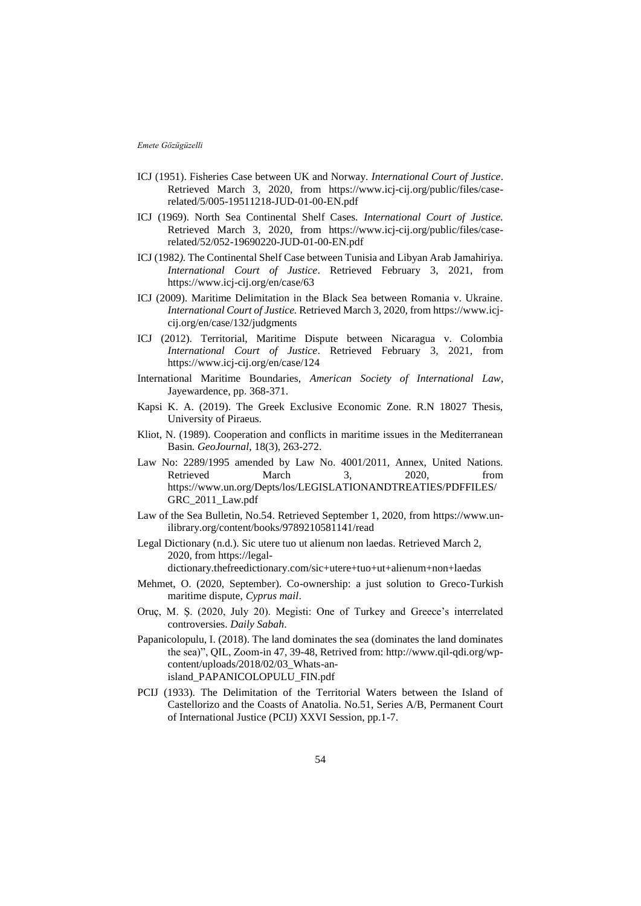- ICJ (1951). Fisheries Case between UK and Norway. *International Court of Justice*. Retrieved March 3, 2020, from https://www.icj-cij.org/public/files/case-related/5/005-19511218-JUD-01-00-EN.pdf
- ICJ (1969). North Sea Continental Shelf Cases. *International Court of Justice.* Retrieved March 3, 2020, from https://www.icj-cij.org/public/files/case-related/52/052-19690220-JUD-01-00-EN.pdf
- ICJ (1982*).* The Continental Shelf Case between Tunisia and Libyan Arab Jamahiriya. *International Court of Justice*. Retrieved February 3, 2021, from https://www.icj-cij.org/en/case/63
- ICJ (2009). Maritime Delimitation in the Black Sea between Romania v. Ukraine. *International Court of Justice.* Retrieved March 3, 2020, from https://www.icj-cij.org/en/case/132/judgments
- ICJ (2012). Territorial, Maritime Dispute between Nicaragua v. Colombia *International Court of Justice*. Retrieved February 3, 2021, from https://www.icj-cij.org/en/case/124
- International Maritime Boundaries, *American Society of International Law*, Jayewardence, pp. 368-371.
- Kapsi K. A. (2019). The Greek Exclusive Economic Zone. R.N 18027 Thesis, University of Piraeus.
- Kliot, N. (1989). Cooperation and conflicts in maritime issues in the Mediterranean Basin*. GeoJournal*, 18(3), 263-272.
- Law No: 2289/1995 amended by Law No. 4001/2011, Annex, United Nations. Retrieved March 3, 2020, from https://www.un.org/Depts/los/LEGISLATIONANDTREATIES/PDFFILES/GRC_2011_Law.pdf
- Law of the Sea Bulletin, No.54. Retrieved September 1, 2020, from https://www.un-ilibrary.org/content/books/9789210581141/read
- Legal Dictionary (n.d.). Sic utere tuo ut alienum non laedas. Retrieved March 2, 2020, from https://legal-dictionary.thefreedictionary.com/sic+utere+tuo+ut+alienum+non+laedas
- Mehmet, O. (2020, September). Co-ownership: a just solution to Greco-Turkish maritime dispute, *Cyprus mail*.
- Oruç, M. Ş. (2020, July 20). Megisti: One of Turkey and Greece's interrelated controversies. *Daily Sabah*.
- Papanicolopulu, I. (2018). The land dominates the sea (dominates the land dominates the sea)", QIL, Zoom-in 47, 39-48, Retrived from: http://www.qil-qdi.org/wp-content/uploads/2018/02/03_Whats-an-island_PAPANICOLOPULU_FIN.pdf
- PCIJ (1933). The Delimitation of the Territorial Waters between the Island of Castellorizo and the Coasts of Anatolia. No.51, Series A/B, Permanent Court of International Justice (PCIJ) XXVI Session, pp.1-7.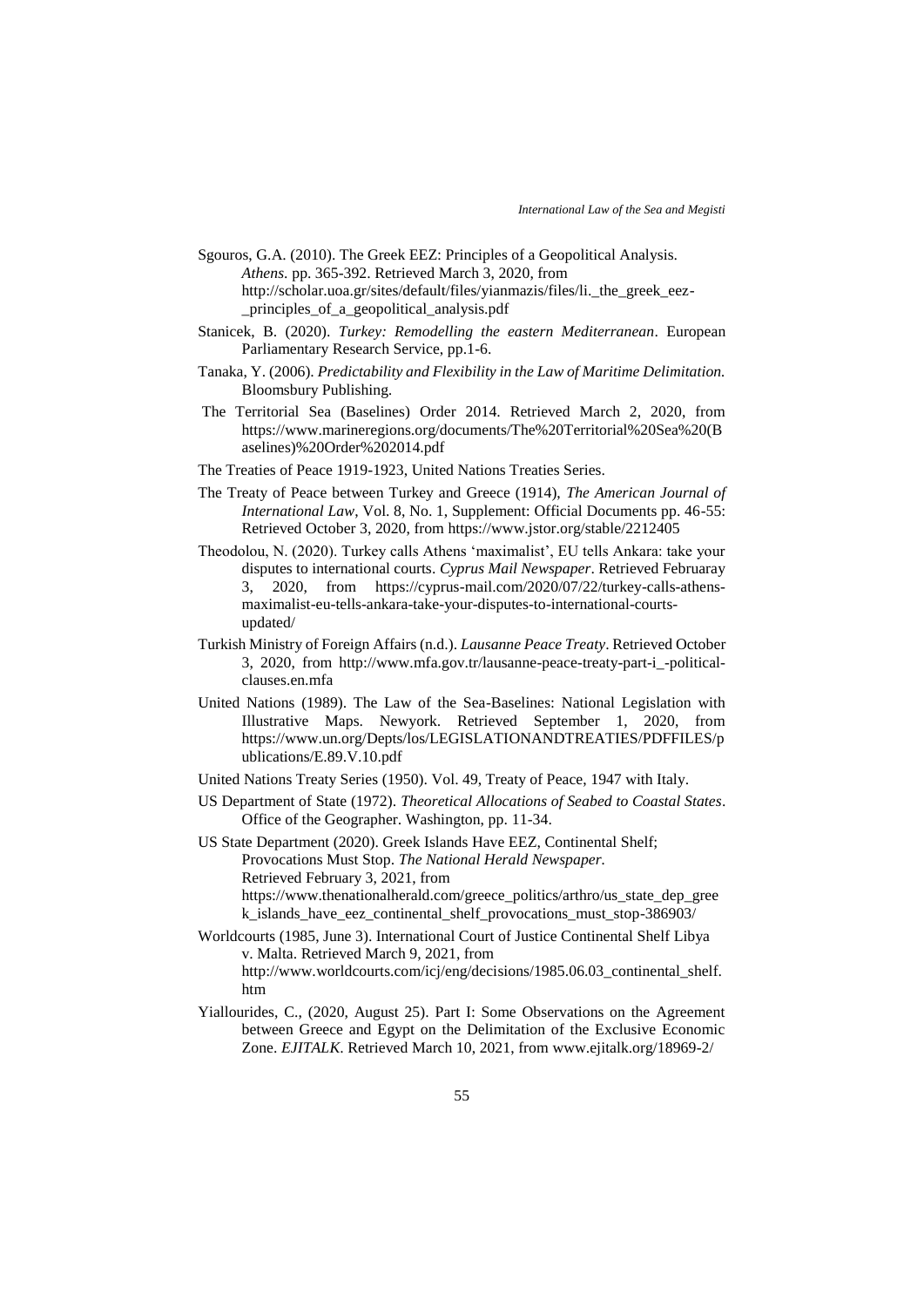Sgouros, G.A. (2010). The Greek EEZ: Principles of a Geopolitical Analysis. *Athens.* pp. 365-392. Retrieved March 3, 2020, from http://scholar.uoa.gr/sites/default/files/yianmazis/files/li._the_greek_eez-_principles_of_a_geopolitical_analysis.pdf

Stanicek, B. (2020). *Turkey: Remodelling the eastern Mediterranean*. European Parliamentary Research Service, pp.1-6.

Tanaka, Y. (2006). *Predictability and Flexibility in the Law of Maritime Delimitation.* Bloomsbury Publishing.

The Territorial Sea (Baselines) Order 2014. Retrieved March 2, 2020, from https://www.marineregions.org/documents/The%20Territorial%20Sea%20(Baselines)%20Order%202014.pdf

The Treaties of Peace 1919-1923, United Nations Treaties Series.

The Treaty of Peace between Turkey and Greece (1914), *The American Journal of International Law*, Vol. 8, No. 1, Supplement: Official Documents pp. 46-55: Retrieved October 3, 2020, from https://www.jstor.org/stable/2212405

Theodolou, N. (2020). Turkey calls Athens 'maximalist', EU tells Ankara: take your disputes to international courts. *Cyprus Mail Newspaper*. Retrieved Februaray 3, 2020, from https://cyprus-mail.com/2020/07/22/turkey-calls-athens-maximalist-eu-tells-ankara-take-your-disputes-to-international-courts-updated/

Turkish Ministry of Foreign Affairs (n.d.). *Lausanne Peace Treaty*. Retrieved October 3, 2020, from http://www.mfa.gov.tr/lausanne-peace-treaty-part-i_-political-clauses.en.mfa

United Nations (1989). The Law of the Sea-Baselines: National Legislation with Illustrative Maps. Newyork. Retrieved September 1, 2020, from https://www.un.org/Depts/los/LEGISLATIONANDTREATIES/PDFFILES/publications/E.89.V.10.pdf

United Nations Treaty Series (1950). Vol. 49, Treaty of Peace, 1947 with Italy.

US Department of State (1972). *Theoretical Allocations of Seabed to Coastal States*. Office of the Geographer. Washington, pp. 11-34.

US State Department (2020). Greek Islands Have EEZ, Continental Shelf; Provocations Must Stop. *The National Herald Newspaper.* Retrieved February 3, 2021, from https://www.thenationalherald.com/greece_politics/arthro/us_state_dep_greek_islands_have_eez_continental_shelf_provocations_must_stop-386903/

Worldcourts (1985, June 3). International Court of Justice Continental Shelf Libya v. Malta. Retrieved March 9, 2021, from http://www.worldcourts.com/icj/eng/decisions/1985.06.03_continental_shelf.htm

Yiallourides, C., (2020, August 25). Part I: Some Observations on the Agreement between Greece and Egypt on the Delimitation of the Exclusive Economic Zone. *EJITALK*. Retrieved March 10, 2021, from www.ejitalk.org/18969-2/